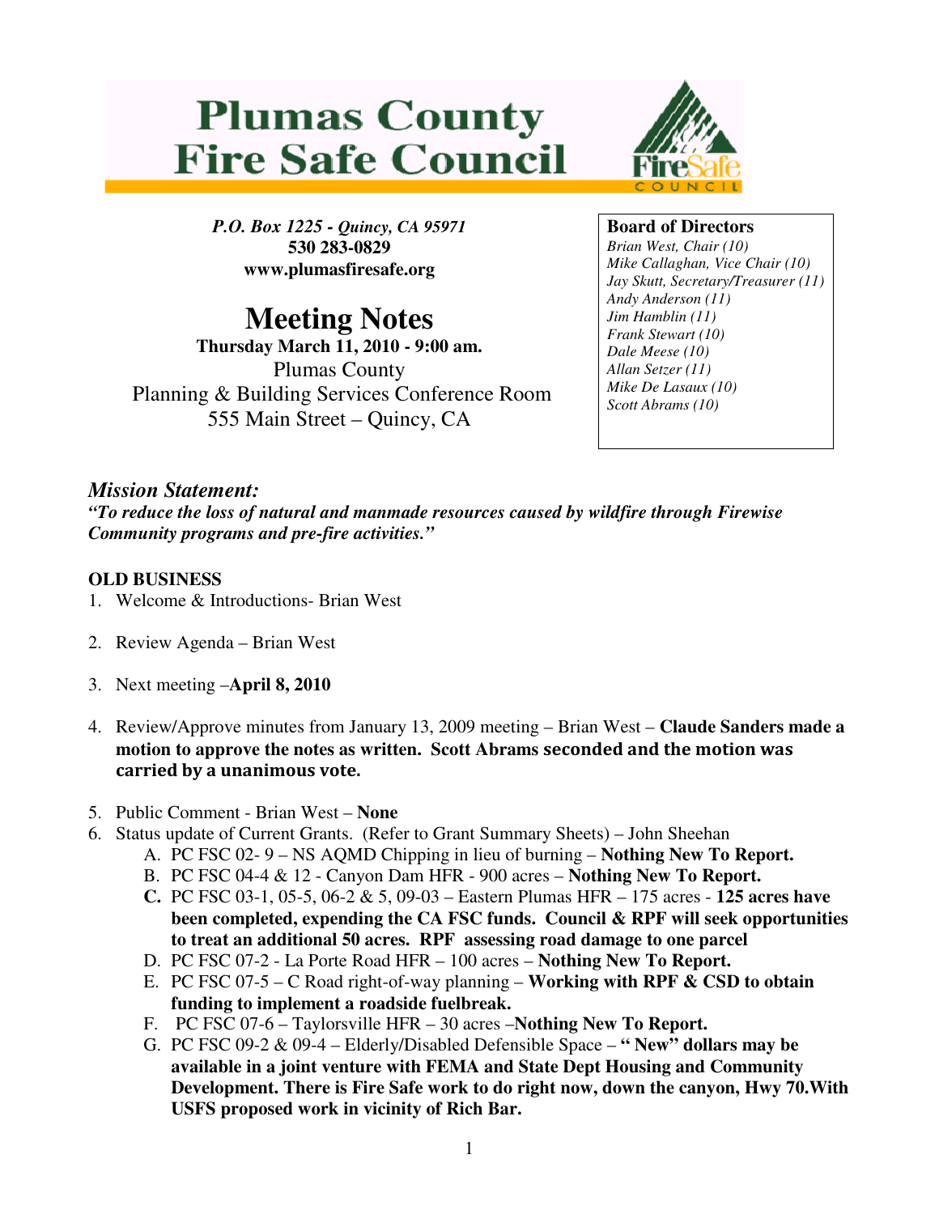# Plumas County Fire Safe Council

*P.O. Box 1225 - Quincy, CA 95971*
**530 283-0829**
**www.plumasfiresafe.org**

## Meeting Notes

**Thursday March 11, 2010 - 9:00 am.**
Plumas County
Planning & Building Services Conference Room
555 Main Street – Quincy, CA

**Board of Directors**
*Brian West, Chair (10)*
*Mike Callaghan, Vice Chair (10)*
*Jay Skutt, Secretary/Treasurer (11)*
*Andy Anderson (11)*
*Jim Hamblin (11)*
*Frank Stewart (10)*
*Dale Meese (10)*
*Allan Setzer (11)*
*Mike De Lasaux (10)*
*Scott Abrams (10)*

### *Mission Statement:*

***"To reduce the loss of natural and manmade resources caused by wildfire through Firewise Community programs and pre-fire activities."***

**OLD BUSINESS**

1. Welcome & Introductions- Brian West
2. Review Agenda – Brian West
3. Next meeting –**April 8, 2010**
4. Review/Approve minutes from January 13, 2009 meeting – Brian West – **Claude Sanders made a motion to approve the notes as written. Scott Abrams seconded and the motion was carried by a unanimous vote.**
5. Public Comment - Brian West – **None**
6. Status update of Current Grants. (Refer to Grant Summary Sheets) – John Sheehan
   A. PC FSC 02- 9 – NS AQMD Chipping in lieu of burning – **Nothing New To Report.**
   B. PC FSC 04-4 & 12 - Canyon Dam HFR - 900 acres – **Nothing New To Report.**
   **C.** PC FSC 03-1, 05-5, 06-2 & 5, 09-03 – Eastern Plumas HFR – 175 acres - **125 acres have been completed, expending the CA FSC funds. Council & RPF will seek opportunities to treat an additional 50 acres. RPF assessing road damage to one parcel**
   D. PC FSC 07-2 - La Porte Road HFR – 100 acres – **Nothing New To Report.**
   E. PC FSC 07-5 – C Road right-of-way planning – **Working with RPF & CSD to obtain funding to implement a roadside fuelbreak.**
   F. PC FSC 07-6 – Taylorsville HFR – 30 acres –**Nothing New To Report.**
   G. PC FSC 09-2 & 09-4 – Elderly/Disabled Defensible Space – **" New" dollars may be available in a joint venture with FEMA and State Dept Housing and Community Development. There is Fire Safe work to do right now, down the canyon, Hwy 70.With USFS proposed work in vicinity of Rich Bar.**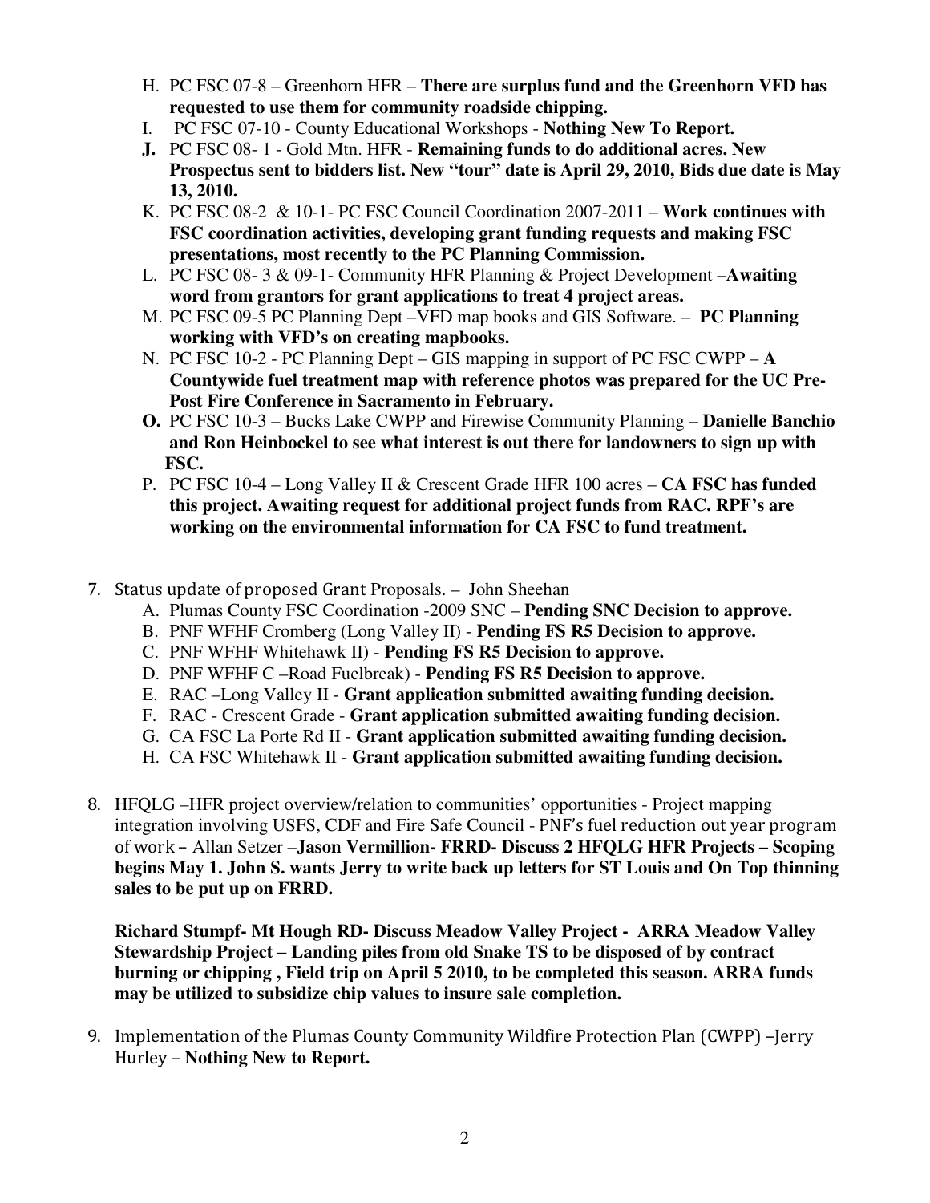H. PC FSC 07-8 – Greenhorn HFR – **There are surplus fund and the Greenhorn VFD has requested to use them for community roadside chipping.**

I. PC FSC 07-10 - County Educational Workshops - **Nothing New To Report.**

**J.** PC FSC 08- 1 - Gold Mtn. HFR - **Remaining funds to do additional acres. New Prospectus sent to bidders list. New "tour" date is April 29, 2010, Bids due date is May 13, 2010.**

K. PC FSC 08-2 & 10-1- PC FSC Council Coordination 2007-2011 – **Work continues with FSC coordination activities, developing grant funding requests and making FSC presentations, most recently to the PC Planning Commission.**

L. PC FSC 08- 3 & 09-1- Community HFR Planning & Project Development –**Awaiting word from grantors for grant applications to treat 4 project areas.**

M. PC FSC 09-5 PC Planning Dept –VFD map books and GIS Software. – **PC Planning working with VFD's on creating mapbooks.**

N. PC FSC 10-2 - PC Planning Dept – GIS mapping in support of PC FSC CWPP – **A Countywide fuel treatment map with reference photos was prepared for the UC Pre-Post Fire Conference in Sacramento in February.**

**O.** PC FSC 10-3 – Bucks Lake CWPP and Firewise Community Planning – **Danielle Banchio and Ron Heinbockel to see what interest is out there for landowners to sign up with FSC.**

P. PC FSC 10-4 – Long Valley II & Crescent Grade HFR 100 acres – **CA FSC has funded this project. Awaiting request for additional project funds from RAC. RPF's are working on the environmental information for CA FSC to fund treatment.**

7. Status update of proposed Grant Proposals. – John Sheehan
   A. Plumas County FSC Coordination -2009 SNC – **Pending SNC Decision to approve.**
   B. PNF WFHF Cromberg (Long Valley II) - **Pending FS R5 Decision to approve.**
   C. PNF WFHF Whitehawk II) - **Pending FS R5 Decision to approve.**
   D. PNF WFHF C –Road Fuelbreak) - **Pending FS R5 Decision to approve.**
   E. RAC –Long Valley II - **Grant application submitted awaiting funding decision.**
   F. RAC - Crescent Grade - **Grant application submitted awaiting funding decision.**
   G. CA FSC La Porte Rd II - **Grant application submitted awaiting funding decision.**
   H. CA FSC Whitehawk II - **Grant application submitted awaiting funding decision.**

8. HFQLG –HFR project overview/relation to communities' opportunities - Project mapping integration involving USFS, CDF and Fire Safe Council - PNF's fuel reduction out year program of work – Allan Setzer –**Jason Vermillion- FRRD- Discuss 2 HFQLG HFR Projects – Scoping begins May 1. John S. wants Jerry to write back up letters for ST Louis and On Top thinning sales to be put up on FRRD.**

   **Richard Stumpf- Mt Hough RD- Discuss Meadow Valley Project - ARRA Meadow Valley Stewardship Project – Landing piles from old Snake TS to be disposed of by contract burning or chipping , Field trip on April 5 2010, to be completed this season. ARRA funds may be utilized to subsidize chip values to insure sale completion.**

9. Implementation of the Plumas County Community Wildfire Protection Plan (CWPP) –Jerry Hurley – **Nothing New to Report.**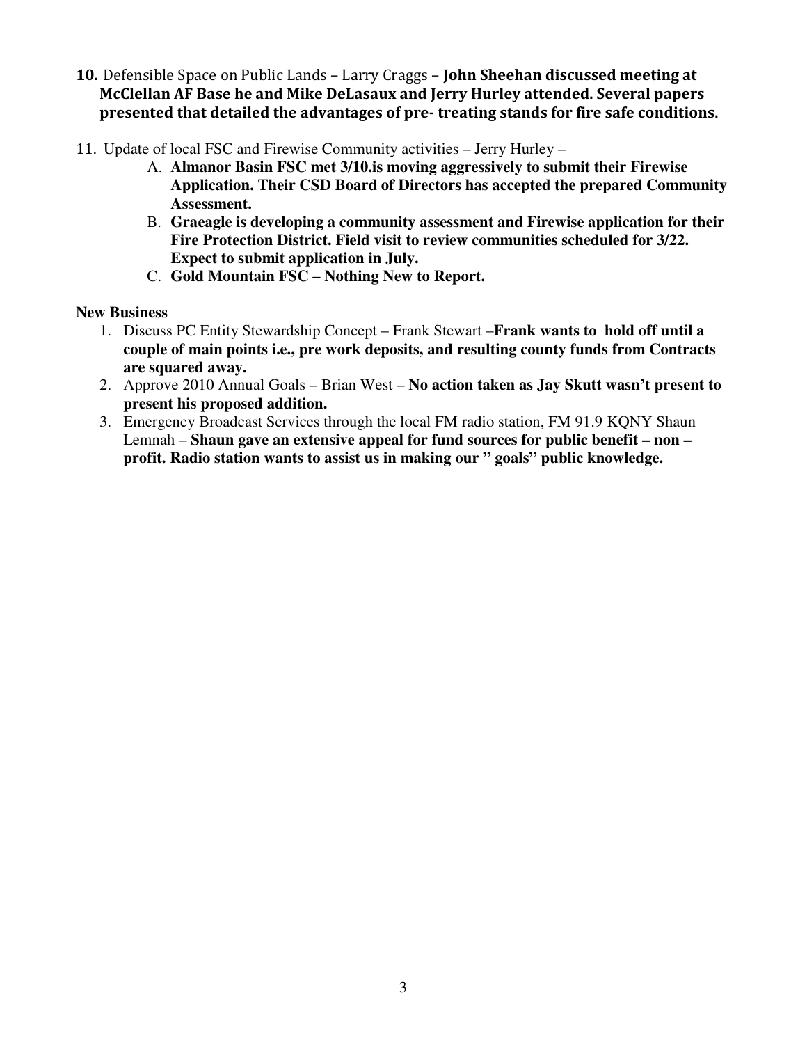10. Defensible Space on Public Lands – Larry Craggs – **John Sheehan discussed meeting at McClellan AF Base he and Mike DeLasaux and Jerry Hurley attended. Several papers presented that detailed the advantages of pre- treating stands for fire safe conditions.**

11. Update of local FSC and Firewise Community activities – Jerry Hurley –
    A. **Almanor Basin FSC met 3/10.is moving aggressively to submit their Firewise Application. Their CSD Board of Directors has accepted the prepared Community Assessment.**
    B. **Graeagle is developing a community assessment and Firewise application for their Fire Protection District. Field visit to review communities scheduled for 3/22. Expect to submit application in July.**
    C. **Gold Mountain FSC – Nothing New to Report.**

**New Business**

1. Discuss PC Entity Stewardship Concept – Frank Stewart –**Frank wants to hold off until a couple of main points i.e., pre work deposits, and resulting county funds from Contracts are squared away.**
2. Approve 2010 Annual Goals – Brian West – **No action taken as Jay Skutt wasn't present to present his proposed addition.**
3. Emergency Broadcast Services through the local FM radio station, FM 91.9 KQNY Shaun Lemnah – **Shaun gave an extensive appeal for fund sources for public benefit – non – profit. Radio station wants to assist us in making our " goals" public knowledge.**